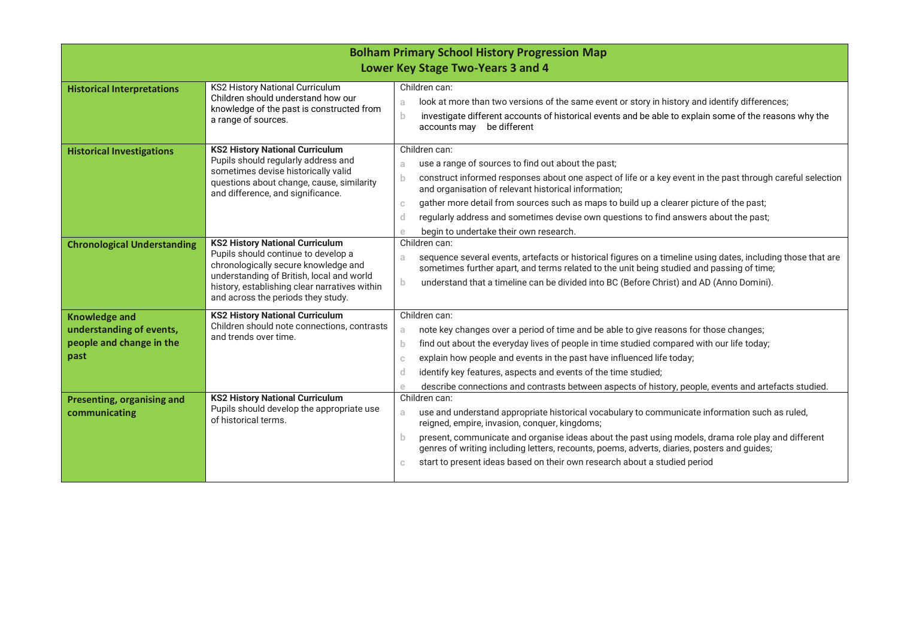| Bolham Primary School History Progression Map<br>Lower Key Stage Two-Years 3 and 4 | | |
|---|---|---|
| **Historical Interpretations** | KS2 History National Curriculum<br>Children should understand how our knowledge of the past is constructed from a range of sources. | Children can:<br>a look at more than two versions of the same event or story in history and identify differences;<br>b investigate different accounts of historical events and be able to explain some of the reasons why the accounts may be different |
| **Historical Investigations** | **KS2 History National Curriculum**<br>Pupils should regularly address and sometimes devise historically valid questions about change, cause, similarity and difference, and significance. | Children can:<br>a use a range of sources to find out about the past;<br>b construct informed responses about one aspect of life or a key event in the past through careful selection and organisation of relevant historical information;<br>c gather more detail from sources such as maps to build up a clearer picture of the past;<br>d regularly address and sometimes devise own questions to find answers about the past;<br>e begin to undertake their own research. |
| **Chronological Understanding** | **KS2 History National Curriculum**<br>Pupils should continue to develop a chronologically secure knowledge and understanding of British, local and world history, establishing clear narratives within and across the periods they study. | Children can:<br>a sequence several events, artefacts or historical figures on a timeline using dates, including those that are sometimes further apart, and terms related to the unit being studied and passing of time;<br>b understand that a timeline can be divided into BC (Before Christ) and AD (Anno Domini). |
| **Knowledge and understanding of events, people and change in the past** | **KS2 History National Curriculum**<br>Children should note connections, contrasts and trends over time. | Children can:<br>a note key changes over a period of time and be able to give reasons for those changes;<br>b find out about the everyday lives of people in time studied compared with our life today;<br>c explain how people and events in the past have influenced life today;<br>d identify key features, aspects and events of the time studied;<br>e describe connections and contrasts between aspects of history, people, events and artefacts studied. |
| **Presenting, organising and communicating** | **KS2 History National Curriculum**<br>Pupils should develop the appropriate use of historical terms. | Children can:<br>a use and understand appropriate historical vocabulary to communicate information such as ruled, reigned, empire, invasion, conquer, kingdoms;<br>b present, communicate and organise ideas about the past using models, drama role play and different genres of writing including letters, recounts, poems, adverts, diaries, posters and guides;<br>c start to present ideas based on their own research about a studied period |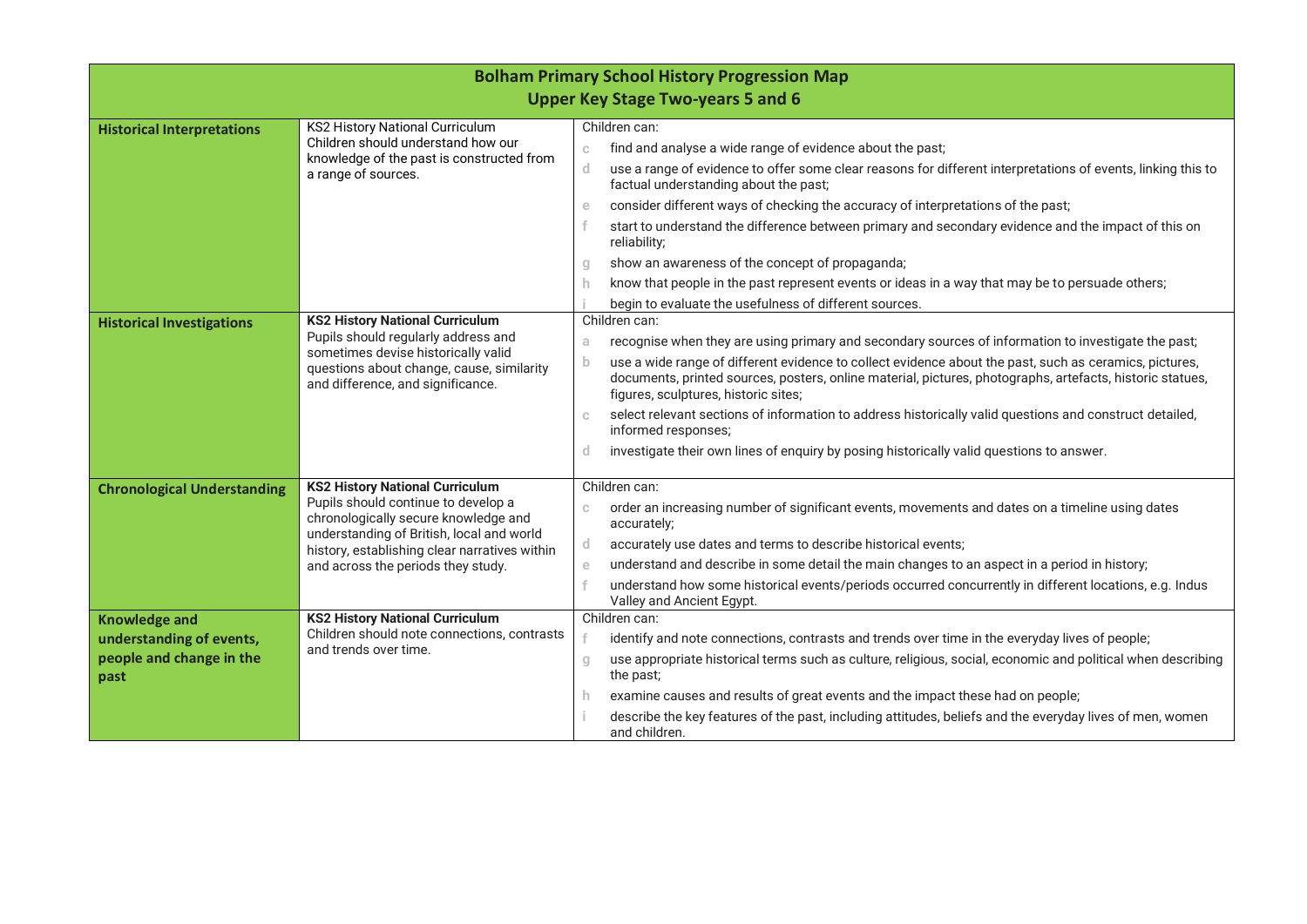| **Bolham Primary School History Progression Map**<br>**Upper Key Stage Two-years 5 and 6** | | |
|---|---|---|
| **Historical Interpretations** | KS2 History National Curriculum<br>Children should understand how our knowledge of the past is constructed from a range of sources. | Children can:<br>c find and analyse a wide range of evidence about the past;<br>d use a range of evidence to offer some clear reasons for different interpretations of events, linking this to factual understanding about the past;<br>e consider different ways of checking the accuracy of interpretations of the past;<br>f start to understand the difference between primary and secondary evidence and the impact of this on reliability;<br>g show an awareness of the concept of propaganda;<br>h know that people in the past represent events or ideas in a way that may be to persuade others;<br>i begin to evaluate the usefulness of different sources. |
| **Historical Investigations** | **KS2 History National Curriculum**<br>Pupils should regularly address and sometimes devise historically valid questions about change, cause, similarity and difference, and significance. | Children can:<br>a recognise when they are using primary and secondary sources of information to investigate the past;<br>b use a wide range of different evidence to collect evidence about the past, such as ceramics, pictures, documents, printed sources, posters, online material, pictures, photographs, artefacts, historic statues, figures, sculptures, historic sites;<br>c select relevant sections of information to address historically valid questions and construct detailed, informed responses;<br>d investigate their own lines of enquiry by posing historically valid questions to answer. |
| **Chronological Understanding** | **KS2 History National Curriculum**<br>Pupils should continue to develop a chronologically secure knowledge and understanding of British, local and world history, establishing clear narratives within and across the periods they study. | Children can:<br>c order an increasing number of significant events, movements and dates on a timeline using dates accurately;<br>d accurately use dates and terms to describe historical events;<br>e understand and describe in some detail the main changes to an aspect in a period in history;<br>f understand how some historical events/periods occurred concurrently in different locations, e.g. Indus Valley and Ancient Egypt. |
| **Knowledge and understanding of events, people and change in the past** | **KS2 History National Curriculum**<br>Children should note connections, contrasts and trends over time. | Children can:<br>f identify and note connections, contrasts and trends over time in the everyday lives of people;<br>g use appropriate historical terms such as culture, religious, social, economic and political when describing the past;<br>h examine causes and results of great events and the impact these had on people;<br>i describe the key features of the past, including attitudes, beliefs and the everyday lives of men, women and children. |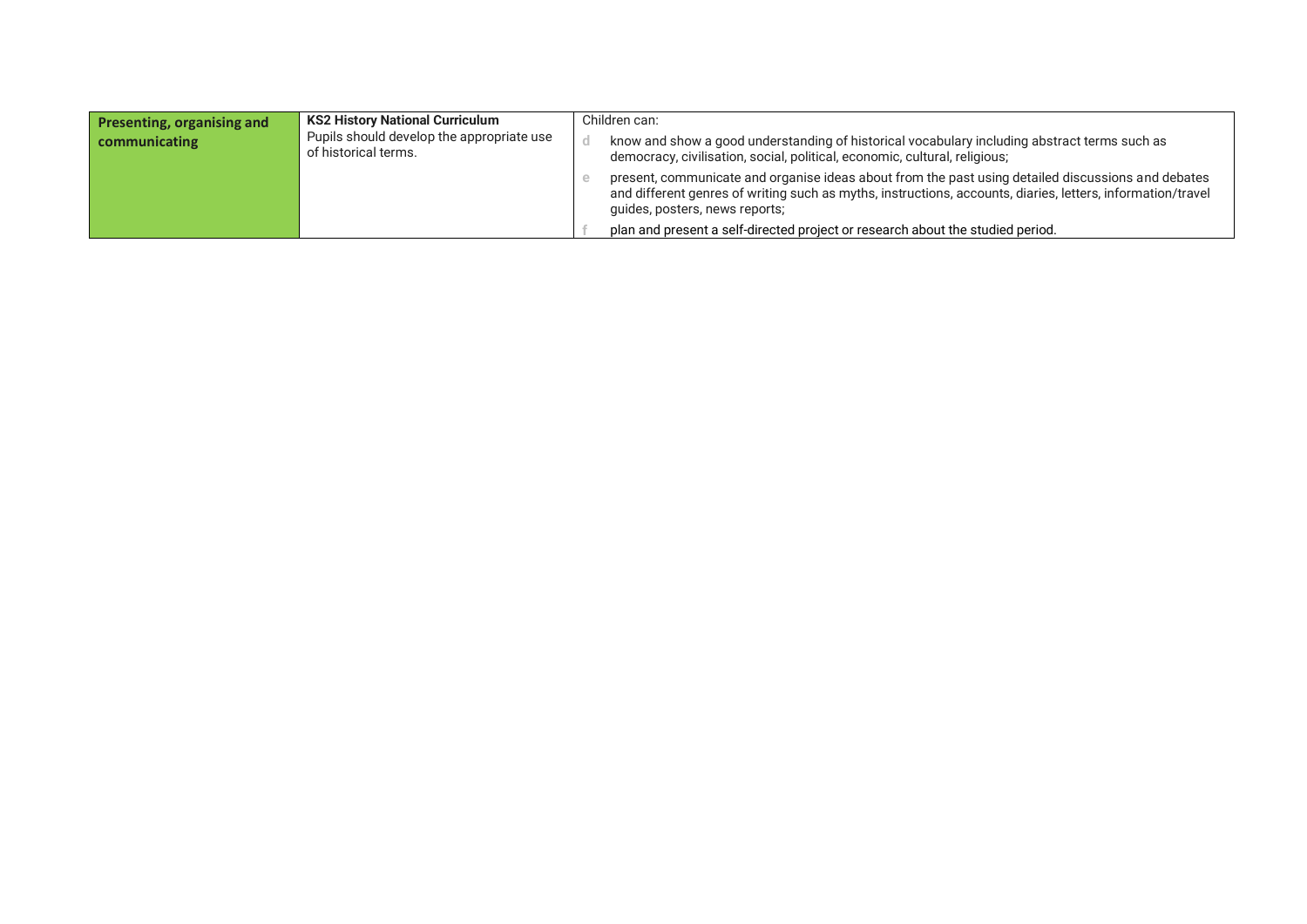| | | |
|---|---|---|
| **Presenting, organising and communicating** | **KS2 History National Curriculum**<br>Pupils should develop the appropriate use of historical terms. | Children can:<br>d know and show a good understanding of historical vocabulary including abstract terms such as democracy, civilisation, social, political, economic, cultural, religious;<br>e present, communicate and organise ideas about from the past using detailed discussions and debates and different genres of writing such as myths, instructions, accounts, diaries, letters, information/travel guides, posters, news reports;<br>f plan and present a self-directed project or research about the studied period. |